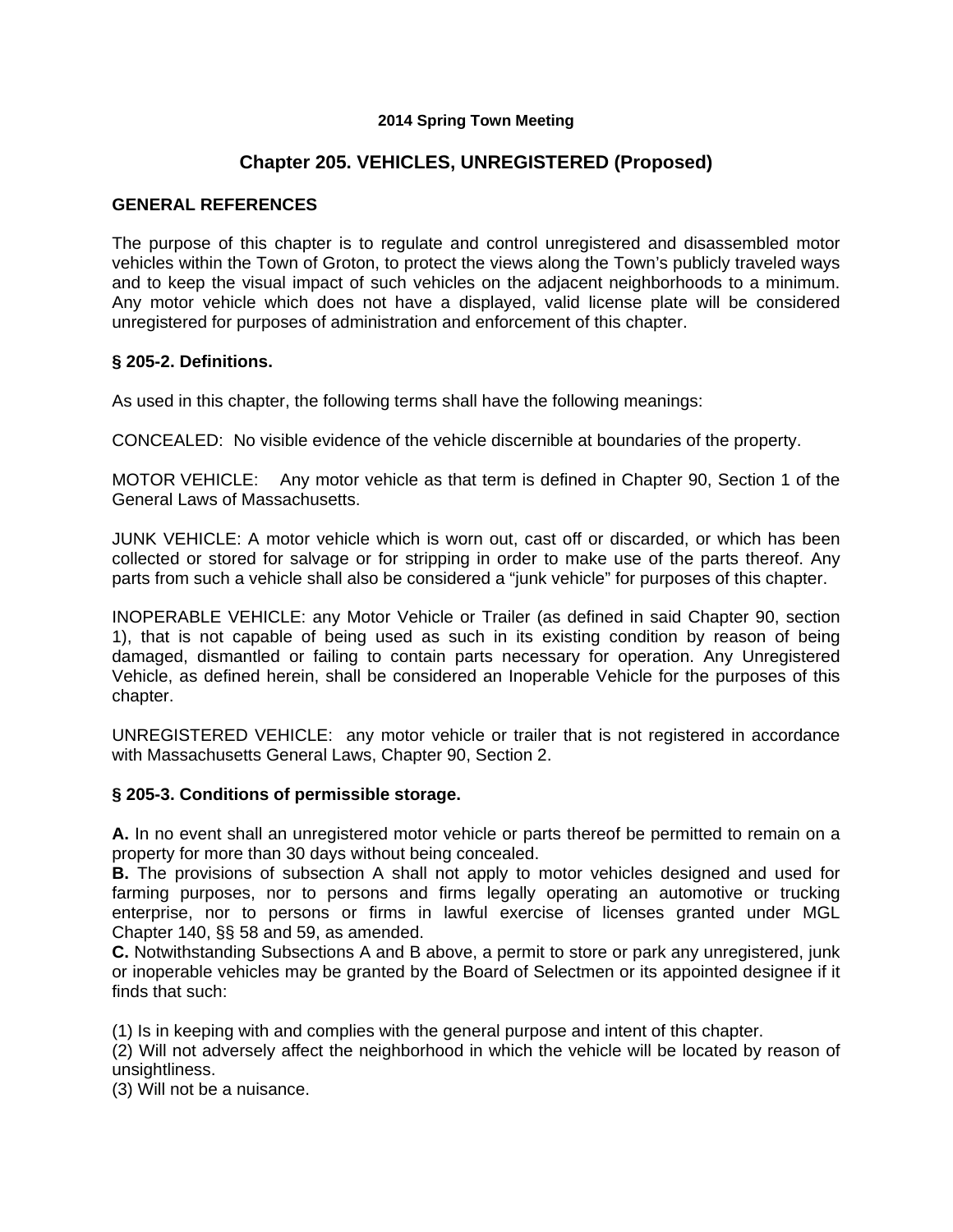**2014 Spring Town Meeting**

# Chapter 205. VEHICLES, UNREGISTERED (Proposed)

## GENERAL REFERENCES

The purpose of this chapter is to regulate and control unregistered and disassembled motor vehicles within the Town of Groton, to protect the views along the Town's publicly traveled ways and to keep the visual impact of such vehicles on the adjacent neighborhoods to a minimum. Any motor vehicle which does not have a displayed, valid license plate will be considered unregistered for purposes of administration and enforcement of this chapter.

## § 205-2. Definitions.

As used in this chapter, the following terms shall have the following meanings:

CONCEALED: No visible evidence of the vehicle discernible at boundaries of the property.

MOTOR VEHICLE: Any motor vehicle as that term is defined in Chapter 90, Section 1 of the General Laws of Massachusetts.

JUNK VEHICLE: A motor vehicle which is worn out, cast off or discarded, or which has been collected or stored for salvage or for stripping in order to make use of the parts thereof. Any parts from such a vehicle shall also be considered a "junk vehicle" for purposes of this chapter.

INOPERABLE VEHICLE: any Motor Vehicle or Trailer (as defined in said Chapter 90, section 1), that is not capable of being used as such in its existing condition by reason of being damaged, dismantled or failing to contain parts necessary for operation. Any Unregistered Vehicle, as defined herein, shall be considered an Inoperable Vehicle for the purposes of this chapter.

UNREGISTERED VEHICLE: any motor vehicle or trailer that is not registered in accordance with Massachusetts General Laws, Chapter 90, Section 2.

## § 205-3. Conditions of permissible storage.

**A.** In no event shall an unregistered motor vehicle or parts thereof be permitted to remain on a property for more than 30 days without being concealed.
**B.** The provisions of subsection A shall not apply to motor vehicles designed and used for farming purposes, nor to persons and firms legally operating an automotive or trucking enterprise, nor to persons or firms in lawful exercise of licenses granted under MGL Chapter 140, §§ 58 and 59, as amended.
**C.** Notwithstanding Subsections A and B above, a permit to store or park any unregistered, junk or inoperable vehicles may be granted by the Board of Selectmen or its appointed designee if it finds that such:

(1) Is in keeping with and complies with the general purpose and intent of this chapter.
(2) Will not adversely affect the neighborhood in which the vehicle will be located by reason of unsightliness.
(3) Will not be a nuisance.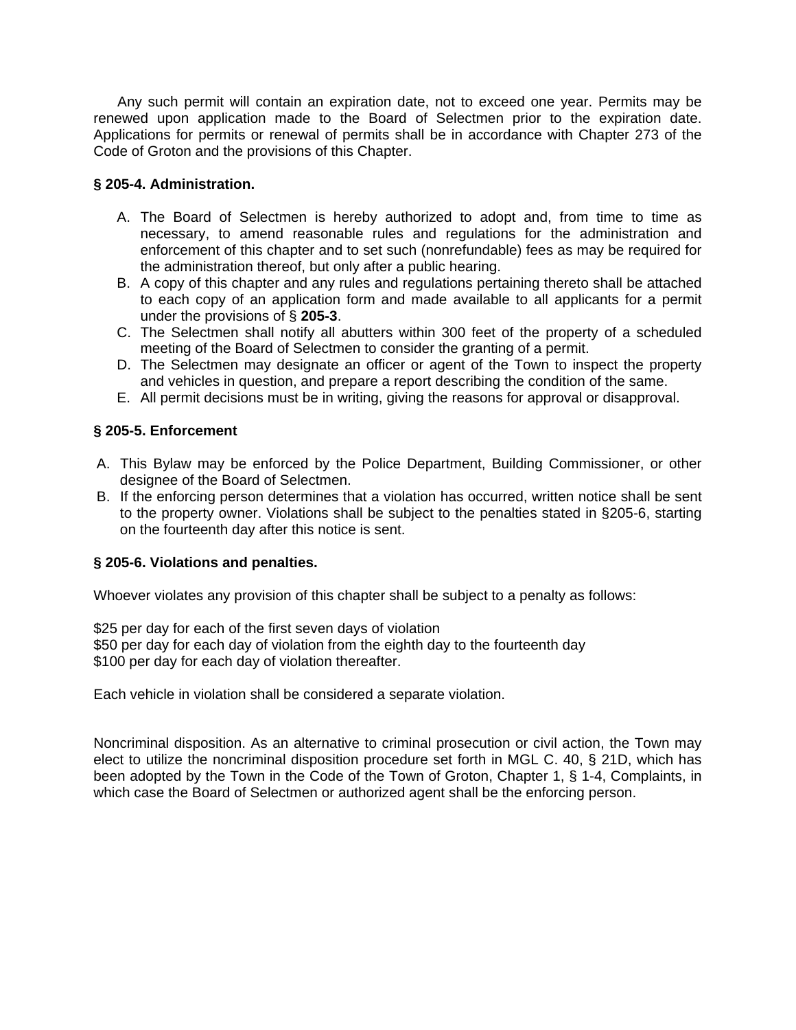Any such permit will contain an expiration date, not to exceed one year. Permits may be renewed upon application made to the Board of Selectmen prior to the expiration date. Applications for permits or renewal of permits shall be in accordance with Chapter 273 of the Code of Groton and the provisions of this Chapter.

### § 205-4. Administration.

A. The Board of Selectmen is hereby authorized to adopt and, from time to time as necessary, to amend reasonable rules and regulations for the administration and enforcement of this chapter and to set such (nonrefundable) fees as may be required for the administration thereof, but only after a public hearing.
B. A copy of this chapter and any rules and regulations pertaining thereto shall be attached to each copy of an application form and made available to all applicants for a permit under the provisions of § **205-3**.
C. The Selectmen shall notify all abutters within 300 feet of the property of a scheduled meeting of the Board of Selectmen to consider the granting of a permit.
D. The Selectmen may designate an officer or agent of the Town to inspect the property and vehicles in question, and prepare a report describing the condition of the same.
E. All permit decisions must be in writing, giving the reasons for approval or disapproval.

### § 205-5. Enforcement

A. This Bylaw may be enforced by the Police Department, Building Commissioner, or other designee of the Board of Selectmen.
B. If the enforcing person determines that a violation has occurred, written notice shall be sent to the property owner. Violations shall be subject to the penalties stated in §205-6, starting on the fourteenth day after this notice is sent.

### § 205-6. Violations and penalties.

Whoever violates any provision of this chapter shall be subject to a penalty as follows:

$25 per day for each of the first seven days of violation
$50 per day for each day of violation from the eighth day to the fourteenth day
$100 per day for each day of violation thereafter.

Each vehicle in violation shall be considered a separate violation.

Noncriminal disposition. As an alternative to criminal prosecution or civil action, the Town may elect to utilize the noncriminal disposition procedure set forth in MGL C. 40, § 21D, which has been adopted by the Town in the Code of the Town of Groton, Chapter 1, § 1-4, Complaints, in which case the Board of Selectmen or authorized agent shall be the enforcing person.